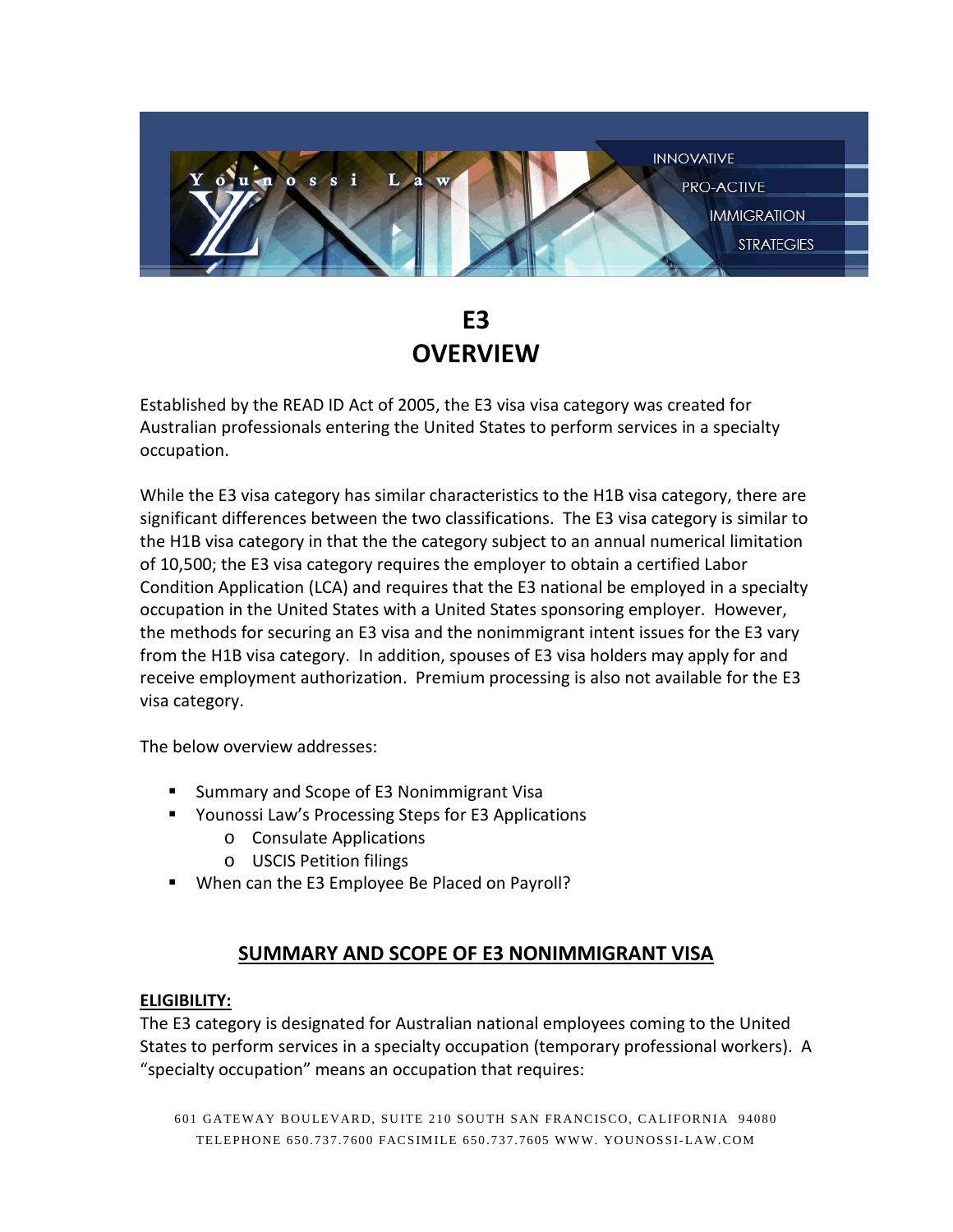# E3 OVERVIEW

Established by the READ ID Act of 2005, the E3 visa visa category was created for Australian professionals entering the United States to perform services in a specialty occupation.

While the E3 visa category has similar characteristics to the H1B visa category, there are significant differences between the two classifications. The E3 visa category is similar to the H1B visa category in that the the category subject to an annual numerical limitation of 10,500; the E3 visa category requires the employer to obtain a certified Labor Condition Application (LCA) and requires that the E3 national be employed in a specialty occupation in the United States with a United States sponsoring employer. However, the methods for securing an E3 visa and the nonimmigrant intent issues for the E3 vary from the H1B visa category. In addition, spouses of E3 visa holders may apply for and receive employment authorization. Premium processing is also not available for the E3 visa category.

The below overview addresses:

- Summary and Scope of E3 Nonimmigrant Visa
- Younossi Law's Processing Steps for E3 Applications
  - Consulate Applications
  - USCIS Petition filings
- When can the E3 Employee Be Placed on Payroll?

## SUMMARY AND SCOPE OF E3 NONIMMIGRANT VISA

### ELIGIBILITY:

The E3 category is designated for Australian national employees coming to the United States to perform services in a specialty occupation (temporary professional workers). A "specialty occupation" means an occupation that requires: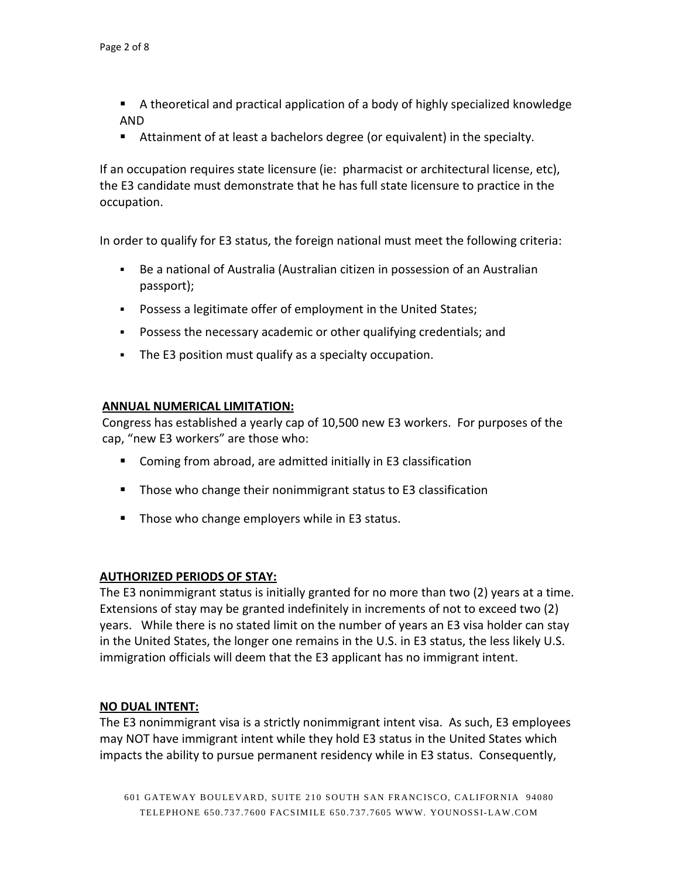- A theoretical and practical application of a body of highly specialized knowledge AND
- Attainment of at least a bachelors degree (or equivalent) in the specialty.

If an occupation requires state licensure (ie: pharmacist or architectural license, etc), the E3 candidate must demonstrate that he has full state licensure to practice in the occupation.

In order to qualify for E3 status, the foreign national must meet the following criteria:

- Be a national of Australia (Australian citizen in possession of an Australian passport);
- Possess a legitimate offer of employment in the United States;
- Possess the necessary academic or other qualifying credentials; and
- The E3 position must qualify as a specialty occupation.

**ANNUAL NUMERICAL LIMITATION:**

Congress has established a yearly cap of 10,500 new E3 workers. For purposes of the cap, "new E3 workers" are those who:

- Coming from abroad, are admitted initially in E3 classification
- Those who change their nonimmigrant status to E3 classification
- Those who change employers while in E3 status.

**AUTHORIZED PERIODS OF STAY:**

The E3 nonimmigrant status is initially granted for no more than two (2) years at a time. Extensions of stay may be granted indefinitely in increments of not to exceed two (2) years. While there is no stated limit on the number of years an E3 visa holder can stay in the United States, the longer one remains in the U.S. in E3 status, the less likely U.S. immigration officials will deem that the E3 applicant has no immigrant intent.

**NO DUAL INTENT:**

The E3 nonimmigrant visa is a strictly nonimmigrant intent visa. As such, E3 employees may NOT have immigrant intent while they hold E3 status in the United States which impacts the ability to pursue permanent residency while in E3 status. Consequently,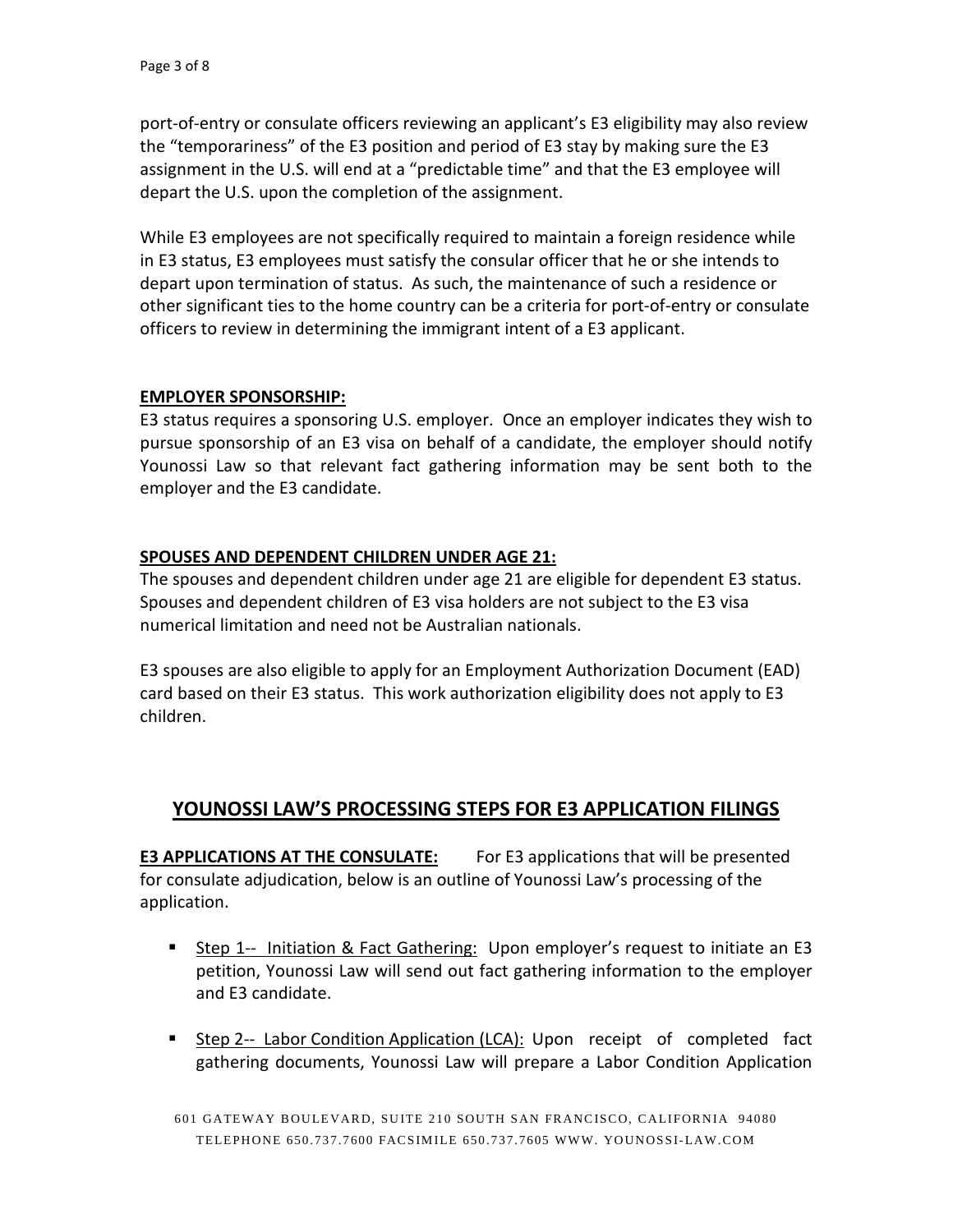port-of-entry or consulate officers reviewing an applicant's E3 eligibility may also review the "temporariness" of the E3 position and period of E3 stay by making sure the E3 assignment in the U.S. will end at a "predictable time" and that the E3 employee will depart the U.S. upon the completion of the assignment.

While E3 employees are not specifically required to maintain a foreign residence while in E3 status, E3 employees must satisfy the consular officer that he or she intends to depart upon termination of status. As such, the maintenance of such a residence or other significant ties to the home country can be a criteria for port-of-entry or consulate officers to review in determining the immigrant intent of a E3 applicant.

**EMPLOYER SPONSORSHIP:**

E3 status requires a sponsoring U.S. employer. Once an employer indicates they wish to pursue sponsorship of an E3 visa on behalf of a candidate, the employer should notify Younossi Law so that relevant fact gathering information may be sent both to the employer and the E3 candidate.

**SPOUSES AND DEPENDENT CHILDREN UNDER AGE 21:**

The spouses and dependent children under age 21 are eligible for dependent E3 status. Spouses and dependent children of E3 visa holders are not subject to the E3 visa numerical limitation and need not be Australian nationals.

E3 spouses are also eligible to apply for an Employment Authorization Document (EAD) card based on their E3 status. This work authorization eligibility does not apply to E3 children.

## YOUNOSSI LAW'S PROCESSING STEPS FOR E3 APPLICATION FILINGS

**E3 APPLICATIONS AT THE CONSULATE:** For E3 applications that will be presented for consulate adjudication, below is an outline of Younossi Law's processing of the application.

- Step 1-- Initiation & Fact Gathering: Upon employer's request to initiate an E3 petition, Younossi Law will send out fact gathering information to the employer and E3 candidate.
- Step 2-- Labor Condition Application (LCA): Upon receipt of completed fact gathering documents, Younossi Law will prepare a Labor Condition Application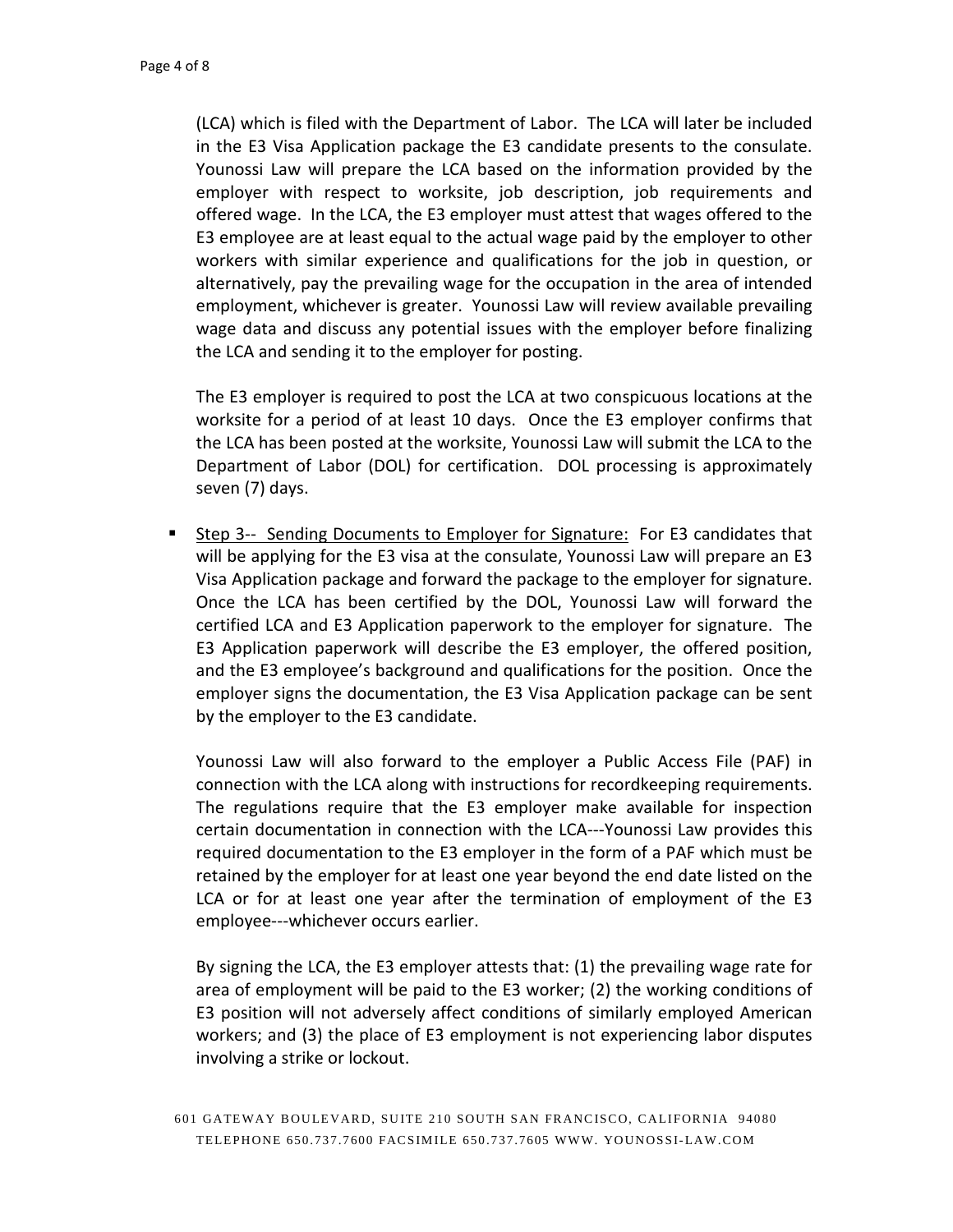(LCA) which is filed with the Department of Labor. The LCA will later be included in the E3 Visa Application package the E3 candidate presents to the consulate. Younossi Law will prepare the LCA based on the information provided by the employer with respect to worksite, job description, job requirements and offered wage. In the LCA, the E3 employer must attest that wages offered to the E3 employee are at least equal to the actual wage paid by the employer to other workers with similar experience and qualifications for the job in question, or alternatively, pay the prevailing wage for the occupation in the area of intended employment, whichever is greater. Younossi Law will review available prevailing wage data and discuss any potential issues with the employer before finalizing the LCA and sending it to the employer for posting.

The E3 employer is required to post the LCA at two conspicuous locations at the worksite for a period of at least 10 days. Once the E3 employer confirms that the LCA has been posted at the worksite, Younossi Law will submit the LCA to the Department of Labor (DOL) for certification. DOL processing is approximately seven (7) days.

- Step 3-- Sending Documents to Employer for Signature: For E3 candidates that will be applying for the E3 visa at the consulate, Younossi Law will prepare an E3 Visa Application package and forward the package to the employer for signature. Once the LCA has been certified by the DOL, Younossi Law will forward the certified LCA and E3 Application paperwork to the employer for signature. The E3 Application paperwork will describe the E3 employer, the offered position, and the E3 employee's background and qualifications for the position. Once the employer signs the documentation, the E3 Visa Application package can be sent by the employer to the E3 candidate.

  Younossi Law will also forward to the employer a Public Access File (PAF) in connection with the LCA along with instructions for recordkeeping requirements. The regulations require that the E3 employer make available for inspection certain documentation in connection with the LCA---Younossi Law provides this required documentation to the E3 employer in the form of a PAF which must be retained by the employer for at least one year beyond the end date listed on the LCA or for at least one year after the termination of employment of the E3 employee---whichever occurs earlier.

  By signing the LCA, the E3 employer attests that: (1) the prevailing wage rate for area of employment will be paid to the E3 worker; (2) the working conditions of E3 position will not adversely affect conditions of similarly employed American workers; and (3) the place of E3 employment is not experiencing labor disputes involving a strike or lockout.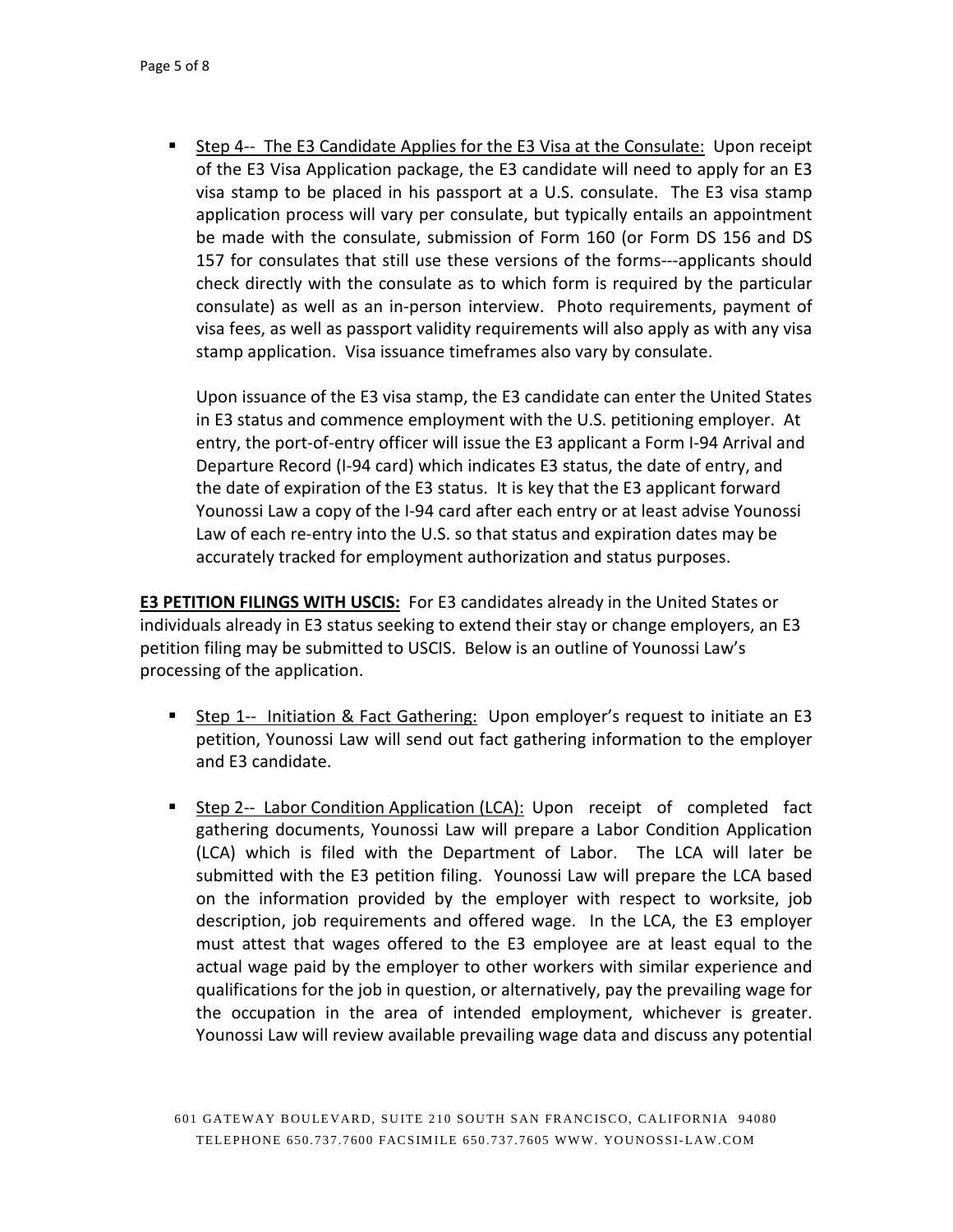- <u>Step 4-- The E3 Candidate Applies for the E3 Visa at the Consulate:</u> Upon receipt of the E3 Visa Application package, the E3 candidate will need to apply for an E3 visa stamp to be placed in his passport at a U.S. consulate. The E3 visa stamp application process will vary per consulate, but typically entails an appointment be made with the consulate, submission of Form 160 (or Form DS 156 and DS 157 for consulates that still use these versions of the forms---applicants should check directly with the consulate as to which form is required by the particular consulate) as well as an in-person interview. Photo requirements, payment of visa fees, as well as passport validity requirements will also apply as with any visa stamp application. Visa issuance timeframes also vary by consulate.

  Upon issuance of the E3 visa stamp, the E3 candidate can enter the United States in E3 status and commence employment with the U.S. petitioning employer. At entry, the port-of-entry officer will issue the E3 applicant a Form I-94 Arrival and Departure Record (I-94 card) which indicates E3 status, the date of entry, and the date of expiration of the E3 status. It is key that the E3 applicant forward Younossi Law a copy of the I-94 card after each entry or at least advise Younossi Law of each re-entry into the U.S. so that status and expiration dates may be accurately tracked for employment authorization and status purposes.

**<u>E3 PETITION FILINGS WITH USCIS:</u>** For E3 candidates already in the United States or individuals already in E3 status seeking to extend their stay or change employers, an E3 petition filing may be submitted to USCIS. Below is an outline of Younossi Law's processing of the application.

- <u>Step 1-- Initiation & Fact Gathering:</u> Upon employer's request to initiate an E3 petition, Younossi Law will send out fact gathering information to the employer and E3 candidate.

- <u>Step 2-- Labor Condition Application (LCA):</u> Upon receipt of completed fact gathering documents, Younossi Law will prepare a Labor Condition Application (LCA) which is filed with the Department of Labor. The LCA will later be submitted with the E3 petition filing. Younossi Law will prepare the LCA based on the information provided by the employer with respect to worksite, job description, job requirements and offered wage. In the LCA, the E3 employer must attest that wages offered to the E3 employee are at least equal to the actual wage paid by the employer to other workers with similar experience and qualifications for the job in question, or alternatively, pay the prevailing wage for the occupation in the area of intended employment, whichever is greater. Younossi Law will review available prevailing wage data and discuss any potential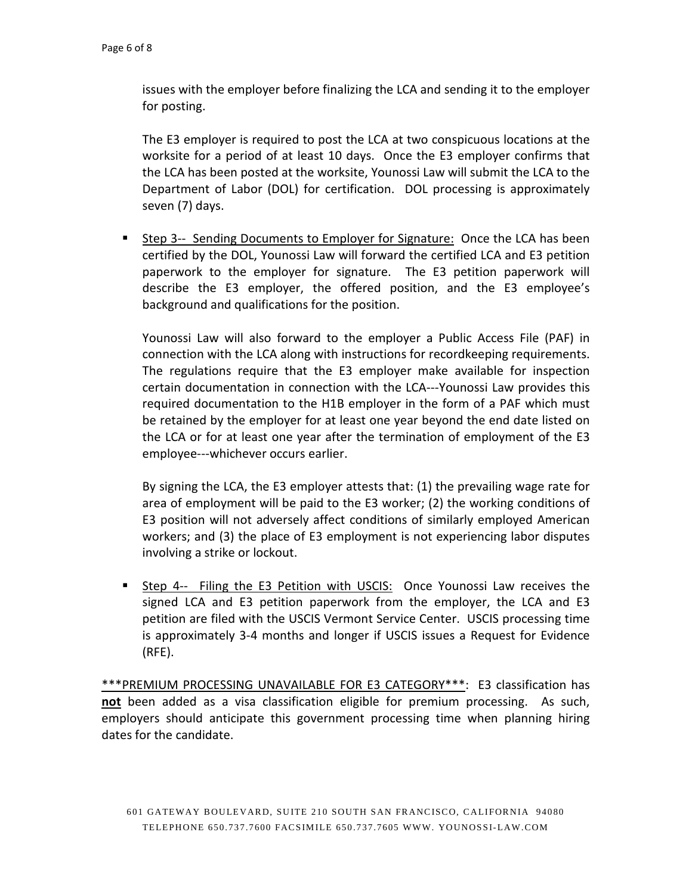issues with the employer before finalizing the LCA and sending it to the employer for posting.

The E3 employer is required to post the LCA at two conspicuous locations at the worksite for a period of at least 10 days. Once the E3 employer confirms that the LCA has been posted at the worksite, Younossi Law will submit the LCA to the Department of Labor (DOL) for certification. DOL processing is approximately seven (7) days.

- <u>Step 3-- Sending Documents to Employer for Signature:</u> Once the LCA has been certified by the DOL, Younossi Law will forward the certified LCA and E3 petition paperwork to the employer for signature. The E3 petition paperwork will describe the E3 employer, the offered position, and the E3 employee's background and qualifications for the position.

  Younossi Law will also forward to the employer a Public Access File (PAF) in connection with the LCA along with instructions for recordkeeping requirements. The regulations require that the E3 employer make available for inspection certain documentation in connection with the LCA---Younossi Law provides this required documentation to the H1B employer in the form of a PAF which must be retained by the employer for at least one year beyond the end date listed on the LCA or for at least one year after the termination of employment of the E3 employee---whichever occurs earlier.

  By signing the LCA, the E3 employer attests that: (1) the prevailing wage rate for area of employment will be paid to the E3 worker; (2) the working conditions of E3 position will not adversely affect conditions of similarly employed American workers; and (3) the place of E3 employment is not experiencing labor disputes involving a strike or lockout.

- <u>Step 4-- Filing the E3 Petition with USCIS:</u> Once Younossi Law receives the signed LCA and E3 petition paperwork from the employer, the LCA and E3 petition are filed with the USCIS Vermont Service Center. USCIS processing time is approximately 3-4 months and longer if USCIS issues a Request for Evidence (RFE).

<u>***PREMIUM PROCESSING UNAVAILABLE FOR E3 CATEGORY***</u>: E3 classification has **<u>not</u>** been added as a visa classification eligible for premium processing. As such, employers should anticipate this government processing time when planning hiring dates for the candidate.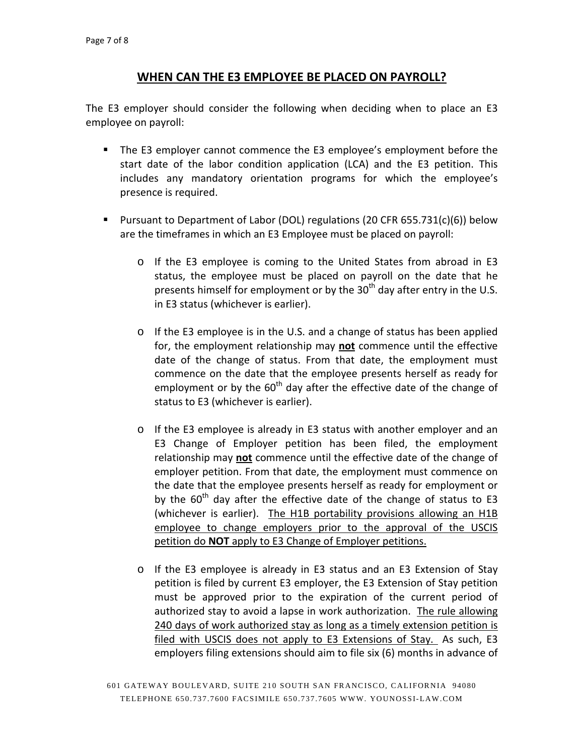## WHEN CAN THE E3 EMPLOYEE BE PLACED ON PAYROLL?

The E3 employer should consider the following when deciding when to place an E3 employee on payroll:

- The E3 employer cannot commence the E3 employee's employment before the start date of the labor condition application (LCA) and the E3 petition. This includes any mandatory orientation programs for which the employee's presence is required.

- Pursuant to Department of Labor (DOL) regulations (20 CFR 655.731(c)(6)) below are the timeframes in which an E3 Employee must be placed on payroll:

  - If the E3 employee is coming to the United States from abroad in E3 status, the employee must be placed on payroll on the date that he presents himself for employment or by the 30th day after entry in the U.S. in E3 status (whichever is earlier).

  - If the E3 employee is in the U.S. and a change of status has been applied for, the employment relationship may **<u>not</u>** commence until the effective date of the change of status. From that date, the employment must commence on the date that the employee presents herself as ready for employment or by the 60th day after the effective date of the change of status to E3 (whichever is earlier).

  - If the E3 employee is already in E3 status with another employer and an E3 Change of Employer petition has been filed, the employment relationship may **<u>not</u>** commence until the effective date of the change of employer petition. From that date, the employment must commence on the date that the employee presents herself as ready for employment or by the 60th day after the effective date of the change of status to E3 (whichever is earlier). <u>The H1B portability provisions allowing an H1B employee to change employers prior to the approval of the USCIS petition do **NOT** apply to E3 Change of Employer petitions.</u>

  - If the E3 employee is already in E3 status and an E3 Extension of Stay petition is filed by current E3 employer, the E3 Extension of Stay petition must be approved prior to the expiration of the current period of authorized stay to avoid a lapse in work authorization. <u>The rule allowing 240 days of work authorized stay as long as a timely extension petition is filed with USCIS does not apply to E3 Extensions of Stay.</u> As such, E3 employers filing extensions should aim to file six (6) months in advance of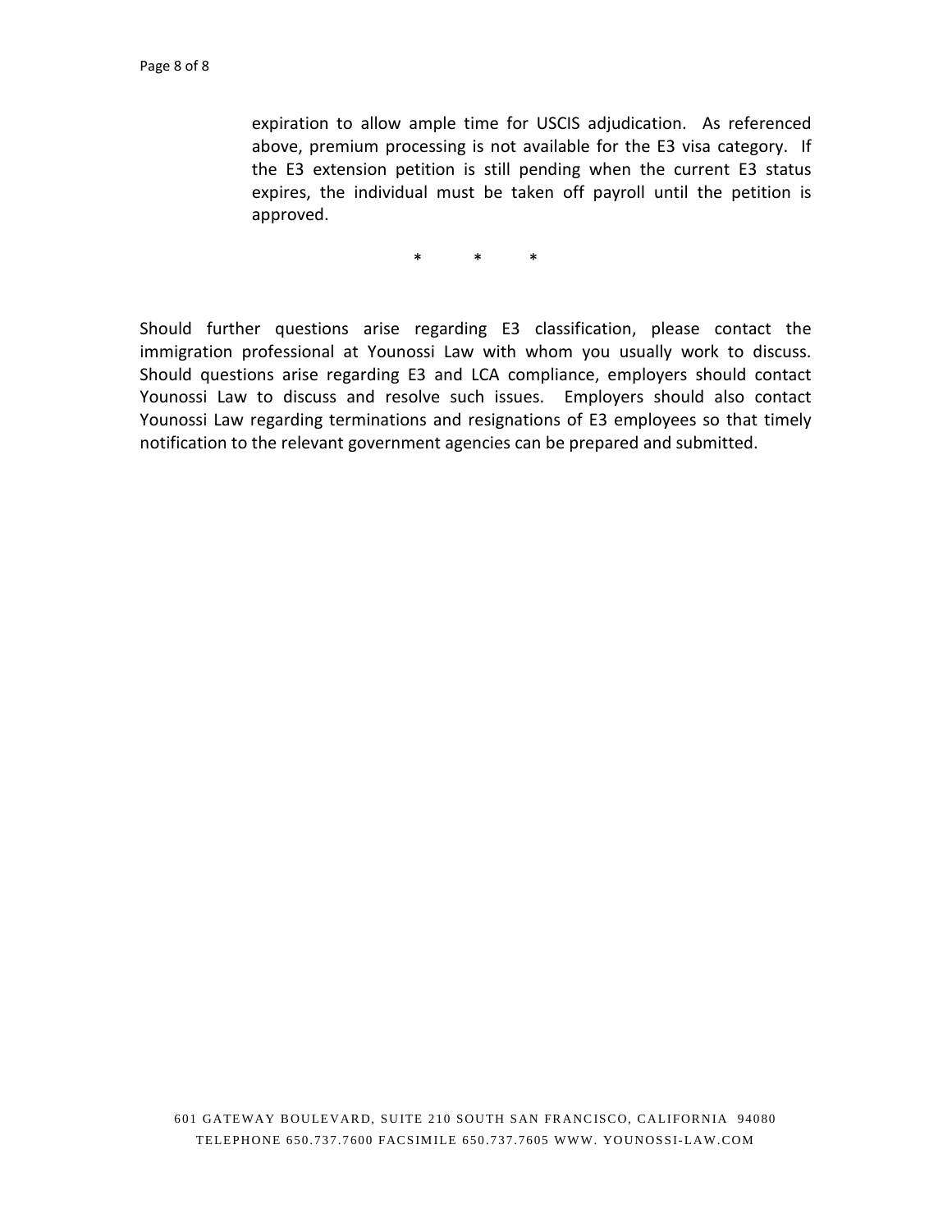expiration to allow ample time for USCIS adjudication. As referenced above, premium processing is not available for the E3 visa category. If the E3 extension petition is still pending when the current E3 status expires, the individual must be taken off payroll until the petition is approved.

\* \* \*

Should further questions arise regarding E3 classification, please contact the immigration professional at Younossi Law with whom you usually work to discuss. Should questions arise regarding E3 and LCA compliance, employers should contact Younossi Law to discuss and resolve such issues. Employers should also contact Younossi Law regarding terminations and resignations of E3 employees so that timely notification to the relevant government agencies can be prepared and submitted.